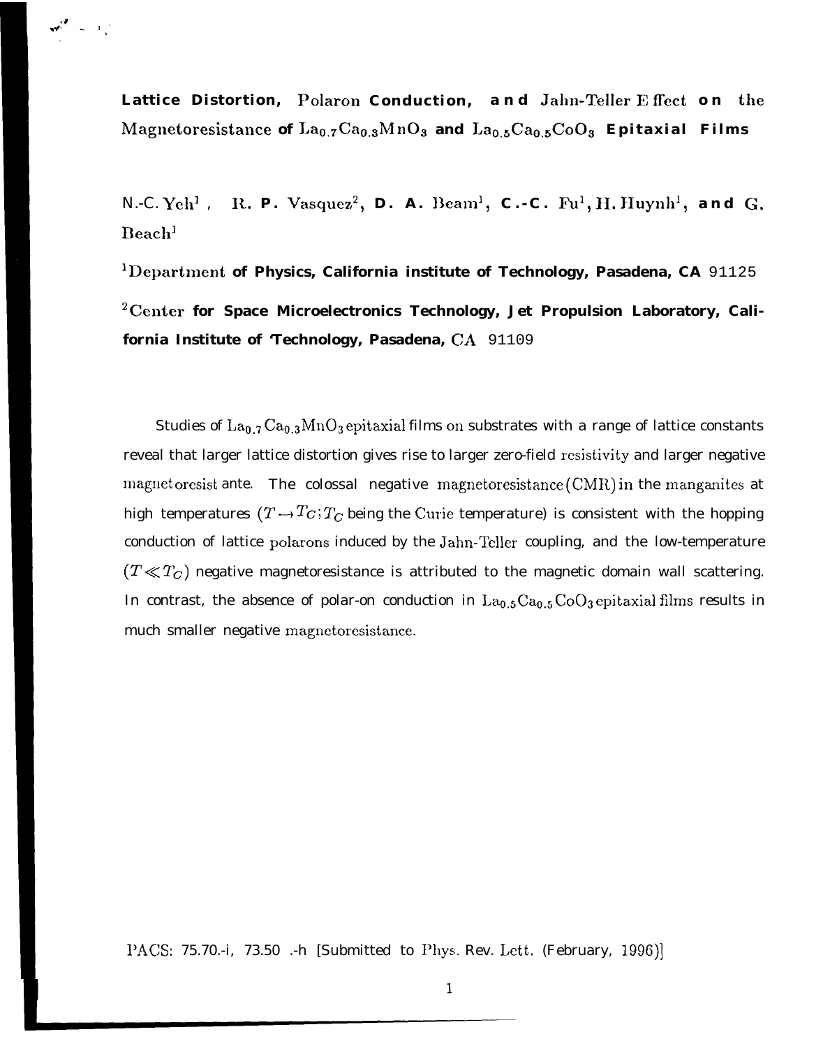# Lattice Distortion, Polaron Conduction, and Jahn-Teller Effect on the Magnetoresistance of $La_{0.7}Ca_{0.3}MnO_3$ and $La_{0.5}Ca_{0.5}CoO_3$ Epitaxial Films

N.-C. Yeh[1], R. P. Vasquez[2], D. A. Beam[1], C.-C. Fu[1], H. Huynh[1], and G. Beach[1]

[1]Department of Physics, California institute of Technology, Pasadena, CA 91125

[2]Center for Space Microelectronics Technology, Jet Propulsion Laboratory, California Institute of Technology, Pasadena, CA 91109

Studies of $La_{0.7}Ca_{0.3}MnO_3$ epitaxial films on substrates with a range of lattice constants reveal that larger lattice distortion gives rise to larger zero-field resistivity and larger negative magnetoresistance. The colossal negative magnetoresistance (CMR) in the manganites at high temperatures ($T \rightarrow T_C$; $T_C$ being the Curie temperature) is consistent with the hopping conduction of lattice polarons induced by the Jahn-Teller coupling, and the low-temperature ($T \ll T_C$) negative magnetoresistance is attributed to the magnetic domain wall scattering. In contrast, the absence of polar-on conduction in $La_{0.5}Ca_{0.5}CoO_3$ epitaxial films results in much smaller negative magnetoresistance.

PACS: 75.70.-i, 73.50 .-h [Submitted to Phys. Rev. Lett. (February, 1996)]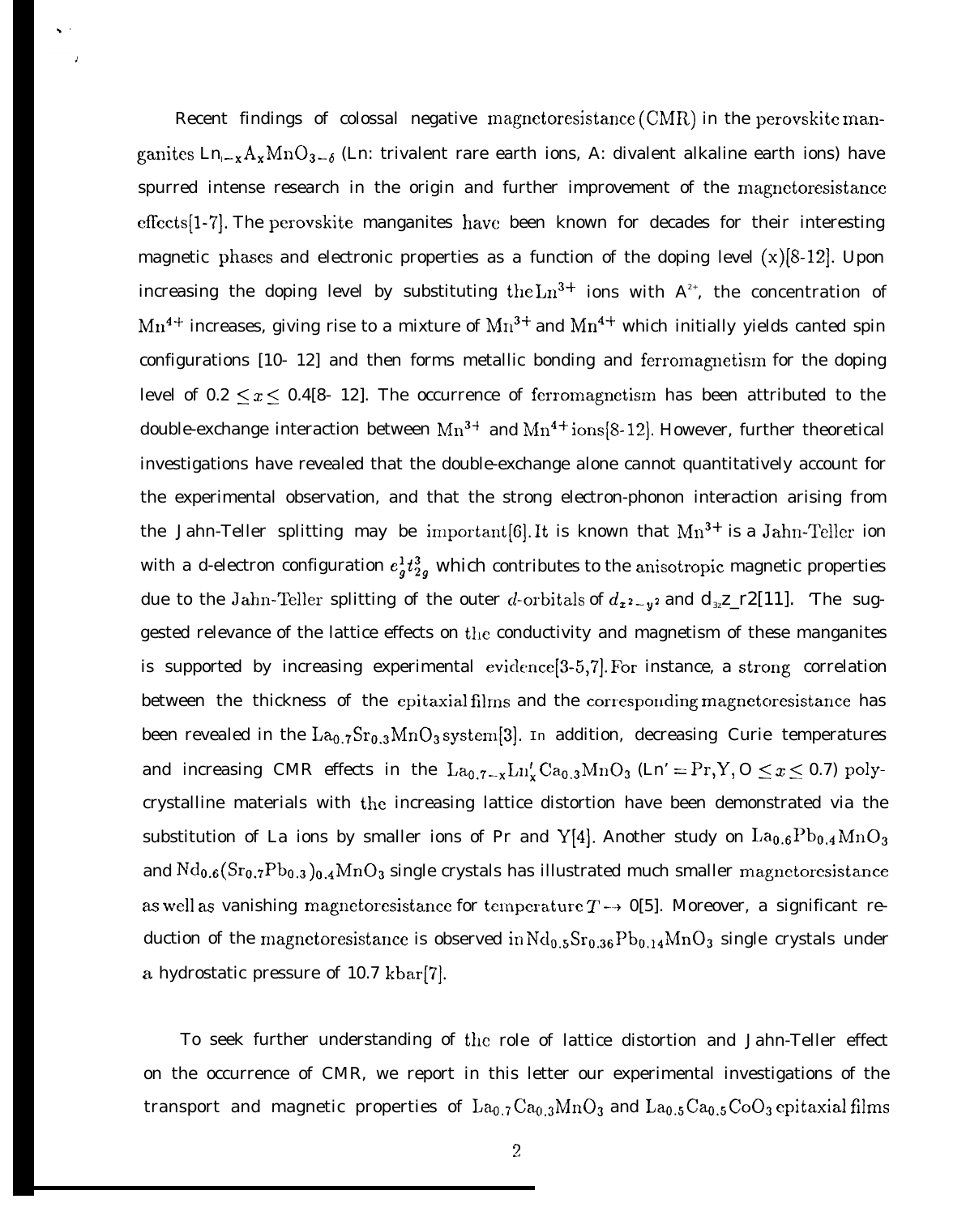Recent findings of colossal negative magnetoresistance (CMR) in the perovskite manganites $Ln_{1-x}A_xMnO_{3-\delta}$ (Ln: trivalent rare earth ions, A: divalent alkaline earth ions) have spurred intense research in the origin and further improvement of the magnetoresistance effects[1-7]. The perovskite manganites have been known for decades for their interesting magnetic phases and electronic properties as a function of the doping level (x)[8-12]. Upon increasing the doping level by substituting the $Ln^{3+}$ ions with $A^{2+}$, the concentration of $Mn^{4+}$ increases, giving rise to a mixture of $Mn^{3+}$ and $Mn^{4+}$ which initially yields canted spin configurations [10- 12] and then forms metallic bonding and ferromagnetism for the doping level of $0.2 \leq x \leq 0.4$[8- 12]. The occurrence of ferromagnetism has been attributed to the double-exchange interaction between $Mn^{3+}$ and $Mn^{4+}$ ions[8-12]. However, further theoretical investigations have revealed that the double-exchange alone cannot quantitatively account for the experimental observation, and that the strong electron-phonon interaction arising from the Jahn-Teller splitting may be important[6]. It is known that $Mn^{3+}$ is a Jahn-Teller ion with a d-electron configuration $e_g^1 t_{2g}^3$ which contributes to the anisotropic magnetic properties due to the Jahn-Teller splitting of the outer $d$-orbitals of $d_{x^2-y^2}$ and $d_{3z^2-r^2}$[11]. The suggested relevance of the lattice effects on the conductivity and magnetism of these manganites is supported by increasing experimental evidence[3-5,7]. For instance, a strong correlation between the thickness of the epitaxial films and the corresponding magnetoresistance has been revealed in the $La_{0.7}Sr_{0.3}MnO_3$ system[3]. In addition, decreasing Curie temperatures and increasing CMR effects in the $La_{0.7-x}Ln'_xCa_{0.3}MnO_3$ (Ln' = Pr, Y, $0 \leq x \leq 0.7$) polycrystalline materials with the increasing lattice distortion have been demonstrated via the substitution of La ions by smaller ions of Pr and Y[4]. Another study on $La_{0.6}Pb_{0.4}MnO_3$ and $Nd_{0.6}(Sr_{0.7}Pb_{0.3})_{0.4}MnO_3$ single crystals has illustrated much smaller magnetoresistance as well as vanishing magnetoresistance for temperature $T \to 0$[5]. Moreover, a significant reduction of the magnetoresistance is observed in $Nd_{0.5}Sr_{0.36}Pb_{0.14}MnO_3$ single crystals under a hydrostatic pressure of 10.7 kbar[7].

To seek further understanding of the role of lattice distortion and Jahn-Teller effect on the occurrence of CMR, we report in this letter our experimental investigations of the transport and magnetic properties of $La_{0.7}Ca_{0.3}MnO_3$ and $La_{0.5}Ca_{0.5}CoO_3$ epitaxial films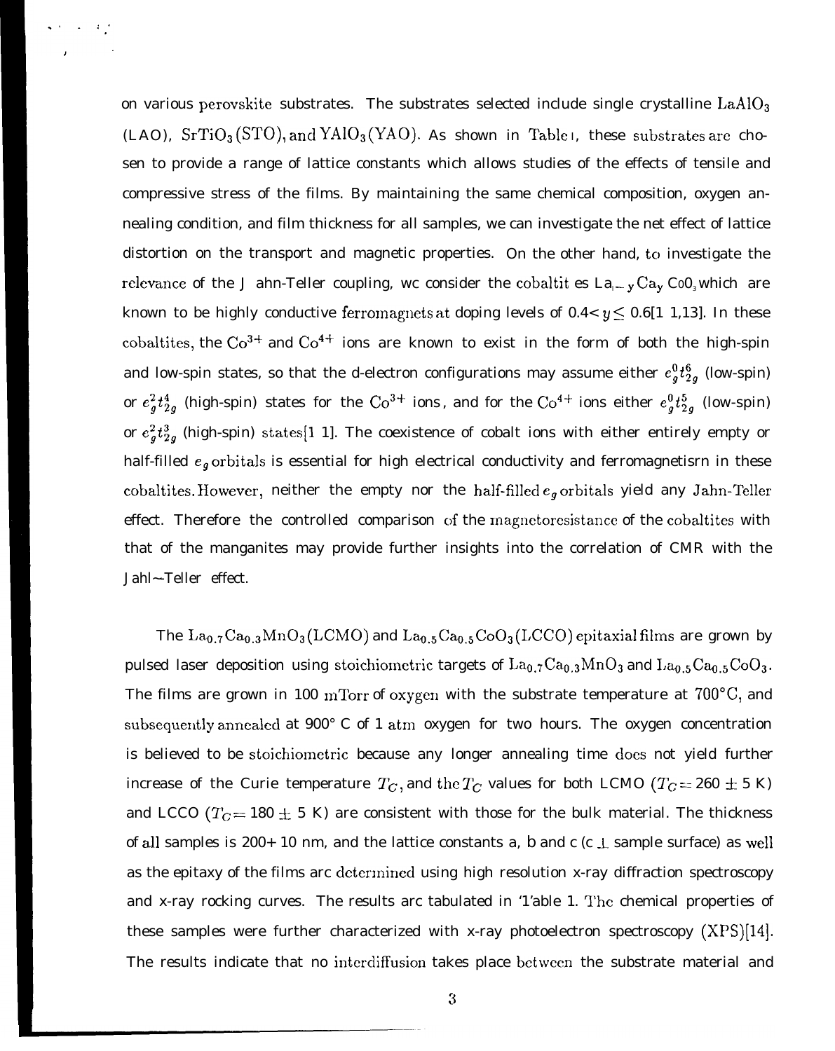on various perovskite substrates. The substrates selected include single crystalline $LaAlO_3$ (LAO), $SrTiO_3$ (STO), and $YAlO_3$ (YAO). As shown in Table I, these substrates are chosen to provide a range of lattice constants which allows studies of the effects of tensile and compressive stress of the films. By maintaining the same chemical composition, oxygen annealing condition, and film thickness for all samples, we can investigate the net effect of lattice distortion on the transport and magnetic properties. On the other hand, to investigate the relevance of the Jahn-Teller coupling, we consider the cobaltites $La_{1-y}Ca_yCoO_3$ which are known to be highly conductive ferromagnets at doping levels of $0.4 < y \leq 0.6$[11,13]. In these cobaltites, the $Co^{3+}$ and $Co^{4+}$ ions are known to exist in the form of both the high-spin and low-spin states, so that the d-electron configurations may assume either $e_g^0 t_{2g}^6$ (low-spin) or $e_g^2 t_{2g}^4$ (high-spin) states for the $Co^{3+}$ ions, and for the $Co^{4+}$ ions either $e_g^0 t_{2g}^5$ (low-spin) or $e_g^2 t_{2g}^3$ (high-spin) states[11]. The coexistence of cobalt ions with either entirely empty or half-filled $e_g$ orbitals is essential for high electrical conductivity and ferromagnetism in these cobaltites. However, neither the empty nor the half-filled $e_g$ orbitals yield any Jahn-Teller effect. Therefore the controlled comparison of the magnetoresistance of the cobaltites with that of the manganites may provide further insights into the correlation of CMR with the Jahn-Teller effect.

The $La_{0.7}Ca_{0.3}MnO_3$ (LCMO) and $La_{0.5}Ca_{0.5}CoO_3$ (LCCO) epitaxial films are grown by pulsed laser deposition using stoichiometric targets of $La_{0.7}Ca_{0.3}MnO_3$ and $La_{0.5}Ca_{0.5}CoO_3$. The films are grown in 100 mTorr of oxygen with the substrate temperature at 700°C, and subsequently annealed at 900° C of 1 atm oxygen for two hours. The oxygen concentration is believed to be stoichiometric because any longer annealing time does not yield further increase of the Curie temperature $T_C$, and the $T_C$ values for both LCMO ($T_C = 260 \pm 5$ K) and LCCO ($T_C = 180 \pm 5$ K) are consistent with those for the bulk material. The thickness of all samples is 200+ 10 nm, and the lattice constants a, b and c (c $\perp$ sample surface) as well as the epitaxy of the films are determined using high resolution x-ray diffraction spectroscopy and x-ray rocking curves. The results are tabulated in Table 1. The chemical properties of these samples were further characterized with x-ray photoelectron spectroscopy (XPS)[14]. The results indicate that no interdiffusion takes place between the substrate material and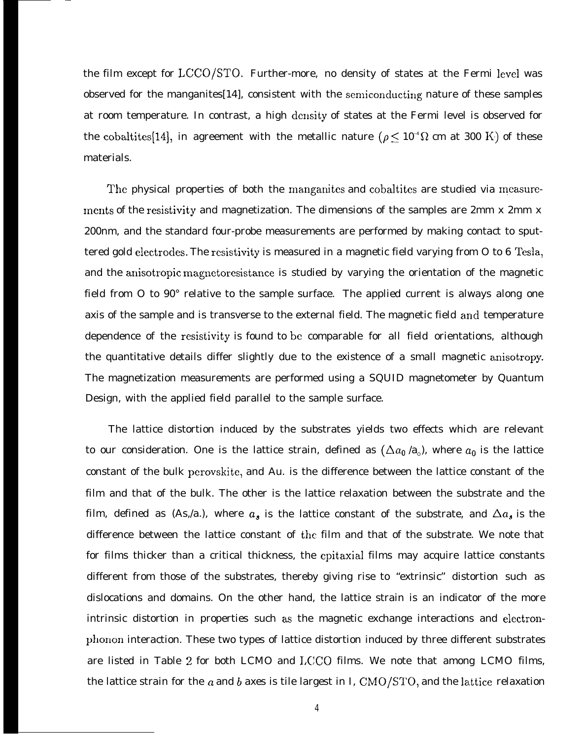the film except for LCCO/STO. Further-more, no density of states at the Fermi level was observed for the manganites[14], consistent with the semiconducting nature of these samples at room temperature. In contrast, a high density of states at the Fermi level is observed for the cobaltites[14], in agreement with the metallic nature ($\rho \leq 10^{-4} \Omega$ cm at 300 K) of these materials.

The physical properties of both the manganites and cobaltites are studied via measurements of the resistivity and magnetization. The dimensions of the samples are 2mm x 2mm x 200nm, and the standard four-probe measurements are performed by making contact to sputtered gold electrodes. The resistivity is measured in a magnetic field varying from O to 6 Tesla, and the anisotropic magnetoresistance is studied by varying the orientation of the magnetic field from O to 90° relative to the sample surface. The applied current is always along one axis of the sample and is transverse to the external field. The magnetic field and temperature dependence of the resistivity is found to be comparable for all field orientations, although the quantitative details differ slightly due to the existence of a small magnetic anisotropy. The magnetization measurements are performed using a SQUID magnetometer by Quantum Design, with the applied field parallel to the sample surface.

The lattice distortion induced by the substrates yields two effects which are relevant to our consideration. One is the lattice strain, defined as $(\Delta a_0 / a_0)$, where $a_0$ is the lattice constant of the bulk perovskite, and Au. is the difference between the lattice constant of the film and that of the bulk. The other is the lattice relaxation between the substrate and the film, defined as (As,/a.), where $a_s$ is the lattice constant of the substrate, and $\Delta a_s$ is the difference between the lattice constant of the film and that of the substrate. We note that for films thicker than a critical thickness, the epitaxial films may acquire lattice constants different from those of the substrates, thereby giving rise to "extrinsic" distortion such as dislocations and domains. On the other hand, the lattice strain is an indicator of the more intrinsic distortion in properties such as the magnetic exchange interactions and electron-phonon interaction. These two types of lattice distortion induced by three different substrates are listed in Table 2 for both LCMO and LCCO films. We note that among LCMO films, the lattice strain for the $a$ and $b$ axes is tile largest in I, CMO/STO, and the lattice relaxation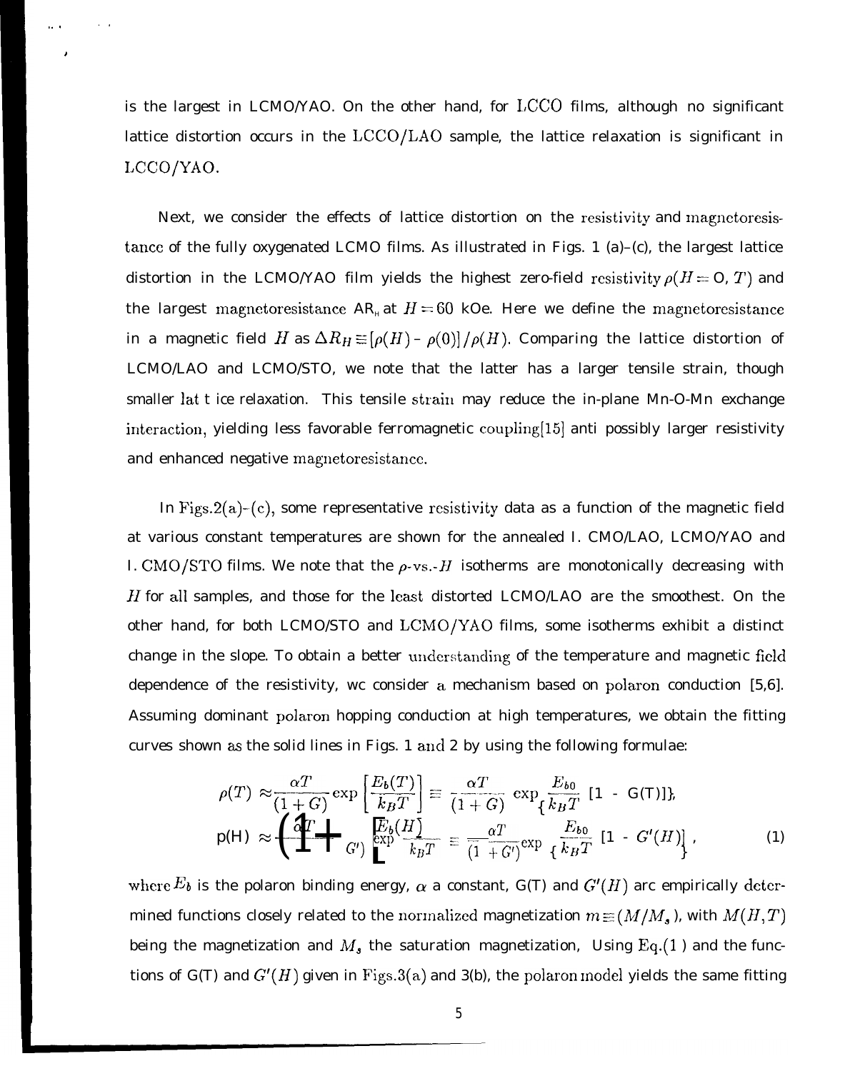is the largest in LCMO/YAO. On the other hand, for LCCO films, although no significant lattice distortion occurs in the LCCO/LAO sample, the lattice relaxation is significant in LCCO/YAO.

Next, we consider the effects of lattice distortion on the resistivity and magnetoresistance of the fully oxygenated LCMO films. As illustrated in Figs. 1 (a)–(c), the largest lattice distortion in the LCMO/YAO film yields the highest zero-field resistivity $\rho(H = 0, T)$ and the largest magnetoresistance $AR_H$ at $H = 60$ kOe. Here we define the magnetoresistance in a magnetic field $H$ as $\Delta R_H \equiv [\rho(H) - \rho(0)]/\rho(H)$. Comparing the lattice distortion of LCMO/LAO and LCMO/STO, we note that the latter has a larger tensile strain, though smaller lat t ice relaxation. This tensile strain may reduce the in-plane Mn-O-Mn exchange interaction, yielding less favorable ferromagnetic coupling[15] anti possibly larger resistivity and enhanced negative magnetoresistance.

In Figs.2(a)-(c), some representative resistivity data as a function of the magnetic field at various constant temperatures are shown for the annealed I. CMO/LAO, LCMO/YAO and I. CMO/STO films. We note that the $\rho$-vs.-$H$ isotherms are monotonically decreasing with $H$ for all samples, and those for the least distorted LCMO/LAO are the smoothest. On the other hand, for both LCMO/STO and LCMO/YAO films, some isotherms exhibit a distinct change in the slope. To obtain a better understanding of the temperature and magnetic field dependence of the resistivity, wc consider a mechanism based on polaron conduction [5,6]. Assuming dominant polaron hopping conduction at high temperatures, we obtain the fitting curves shown as the solid lines in Figs. 1 and 2 by using the following formulae:

$$
\begin{aligned}
\rho(T) &\approx \frac{\alpha T}{(1+G)} \exp\left[\frac{E_b(T)}{k_B T}\right] \equiv \frac{\alpha T}{(1+G)} \exp\left\{\frac{E_{b0}}{k_B T}[1 - G(T)]\right\}, \\
\rho(H) &\approx \frac{\alpha T}{(1+G')} \exp\left[\frac{E_b(H)}{k_B T}\right] \equiv \frac{\alpha T}{(1+G')} \exp\left\{\frac{E_{b0}}{k_B T}[1 - G'(H)]\right\},
\end{aligned} \tag{1}
$$

where $E_b$ is the polaron binding energy, $\alpha$ a constant, $G(T)$ and $G'(H)$ arc empirically determined functions closely related to the normalized magnetization $m \equiv (M/M_s)$, with $M(H,T)$ being the magnetization and $M_s$ the saturation magnetization, Using Eq.(1) and the functions of $G(T)$ and $G'(H)$ given in Figs.3(a) and 3(b), the polaron model yields the same fitting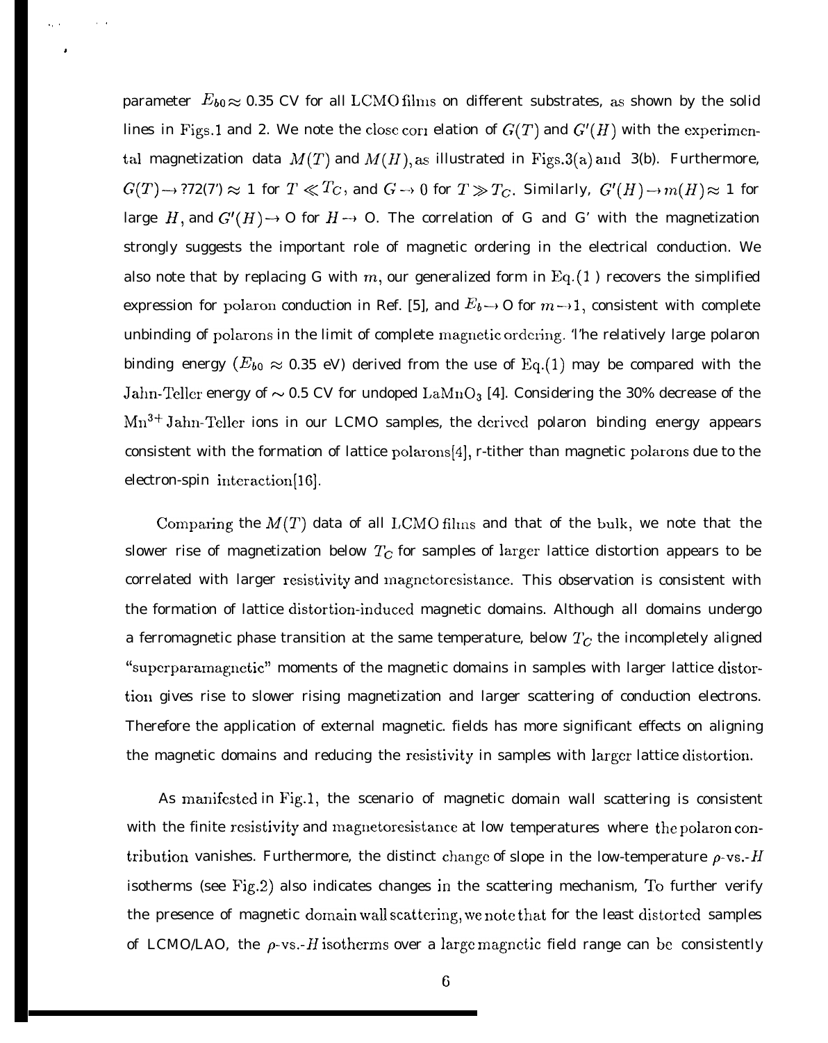parameter $E_{b0} \approx 0.35$ CV for all LCMO films on different substrates, as shown by the solid lines in Figs.1 and 2. We note the close corr elation of $G(T)$ and $G'(H)$ with the experimental magnetization data $M(T)$ and $M(H)$, as illustrated in Figs.3(a) and 3(b). Furthermore, $G(T) \to$ ?72(7') $\approx 1$ for $T \ll T_C$, and $G \to 0$ for $T \gg T_C$. Similarly, $G'(H) \to m(H) \approx 1$ for large $H$, and $G'(H) \to$ O for $H \to$ O. The correlation of G and G' with the magnetization strongly suggests the important role of magnetic ordering in the electrical conduction. We also note that by replacing G with $m$, our generalized form in Eq.(1 ) recovers the simplified expression for polaron conduction in Ref. [5], and $E_b \to$ O for $m \to 1$, consistent with complete unbinding of polarons in the limit of complete magnetic ordering. 'l'he relatively large polaron binding energy ($E_{b0} \approx 0.35$ eV) derived from the use of Eq.(1) may be compared with the Jahn-Teller energy of $\sim 0.5$ CV for undoped $LaMnO_3$ [4]. Considering the 30% decrease of the $Mn^{3+}$ Jahn-Teller ions in our LCMO samples, the derived polaron binding energy appears consistent with the formation of lattice polarons[4], r-tither than magnetic polarons due to the electron-spin interaction[16].

Comparing the $M(T)$ data of all LCMO films and that of the bulk, we note that the slower rise of magnetization below $T_C$ for samples of larger lattice distortion appears to be correlated with larger resistivity and magnetoresistance. This observation is consistent with the formation of lattice distortion-induced magnetic domains. Although all domains undergo a ferromagnetic phase transition at the same temperature, below $T_C$ the incompletely aligned "superparamagnetic" moments of the magnetic domains in samples with larger lattice distortion gives rise to slower rising magnetization and larger scattering of conduction electrons. Therefore the application of external magnetic. fields has more significant effects on aligning the magnetic domains and reducing the resistivity in samples with larger lattice distortion.

As manifested in Fig.1, the scenario of magnetic domain wall scattering is consistent with the finite resistivity and magnetoresistance at low temperatures where the polaron contribution vanishes. Furthermore, the distinct change of slope in the low-temperature $\rho$-vs.-$H$ isotherms (see Fig.2) also indicates changes in the scattering mechanism, To further verify the presence of magnetic domain wall scattering, we note that for the least distorted samples of LCMO/LAO, the $\rho$-vs.-$H$ isotherms over a large magnetic field range can be consistently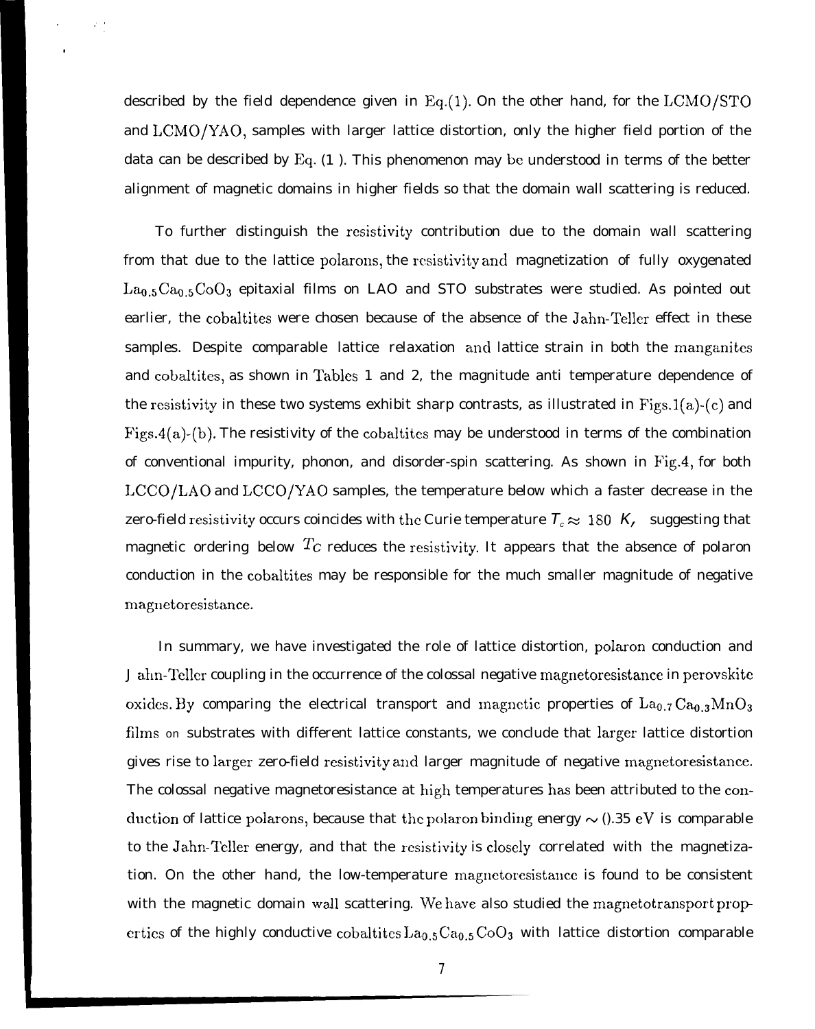described by the field dependence given in Eq.(1). On the other hand, for the LCMO/STO and LCMO/YAO, samples with larger lattice distortion, only the higher field portion of the data can be described by Eq. (1 ). This phenomenon may be understood in terms of the better alignment of magnetic domains in higher fields so that the domain wall scattering is reduced.

To further distinguish the resistivity contribution due to the domain wall scattering from that due to the lattice polarons, the resistivity and magnetization of fully oxygenated $La_{0.5}Ca_{0.5}CoO_3$ epitaxial films on LAO and STO substrates were studied. As pointed out earlier, the cobaltites were chosen because of the absence of the Jahn-Teller effect in these samples. Despite comparable lattice relaxation and lattice strain in both the manganites and cobaltites, as shown in Tables 1 and 2, the magnitude anti temperature dependence of the resistivity in these two systems exhibit sharp contrasts, as illustrated in Figs.1(a)-(c) and Figs.4(a)-(b). The resistivity of the cobaltites may be understood in terms of the combination of conventional impurity, phonon, and disorder-spin scattering. As shown in Fig.4, for both LCCO/LAO and LCCO/YAO samples, the temperature below which a faster decrease in the zero-field resistivity occurs coincides with the Curie temperature $T_c \approx 180$ K, suggesting that magnetic ordering below $T_C$ reduces the resistivity. It appears that the absence of polaron conduction in the cobaltites may be responsible for the much smaller magnitude of negative magnetoresistance.

In summary, we have investigated the role of lattice distortion, polaron conduction and J ahn-Teller coupling in the occurrence of the colossal negative magnetoresistance in perovskite oxides. By comparing the electrical transport and magnetic properties of $La_{0.7}Ca_{0.3}MnO_3$ films on substrates with different lattice constants, we conclude that larger lattice distortion gives rise to larger zero-field resistivity and larger magnitude of negative magnetoresistance. The colossal negative magnetoresistance at high temperatures has been attributed to the conduction of lattice polarons, because that the polaron binding energy $\sim$ ().35 eV is comparable to the Jahn-Teller energy, and that the resistivity is closely correlated with the magnetization. On the other hand, the low-temperature magnetoresistance is found to be consistent with the magnetic domain wall scattering. We have also studied the magnetotransport properties of the highly conductive cobaltites $La_{0.5}Ca_{0.5}CoO_3$ with lattice distortion comparable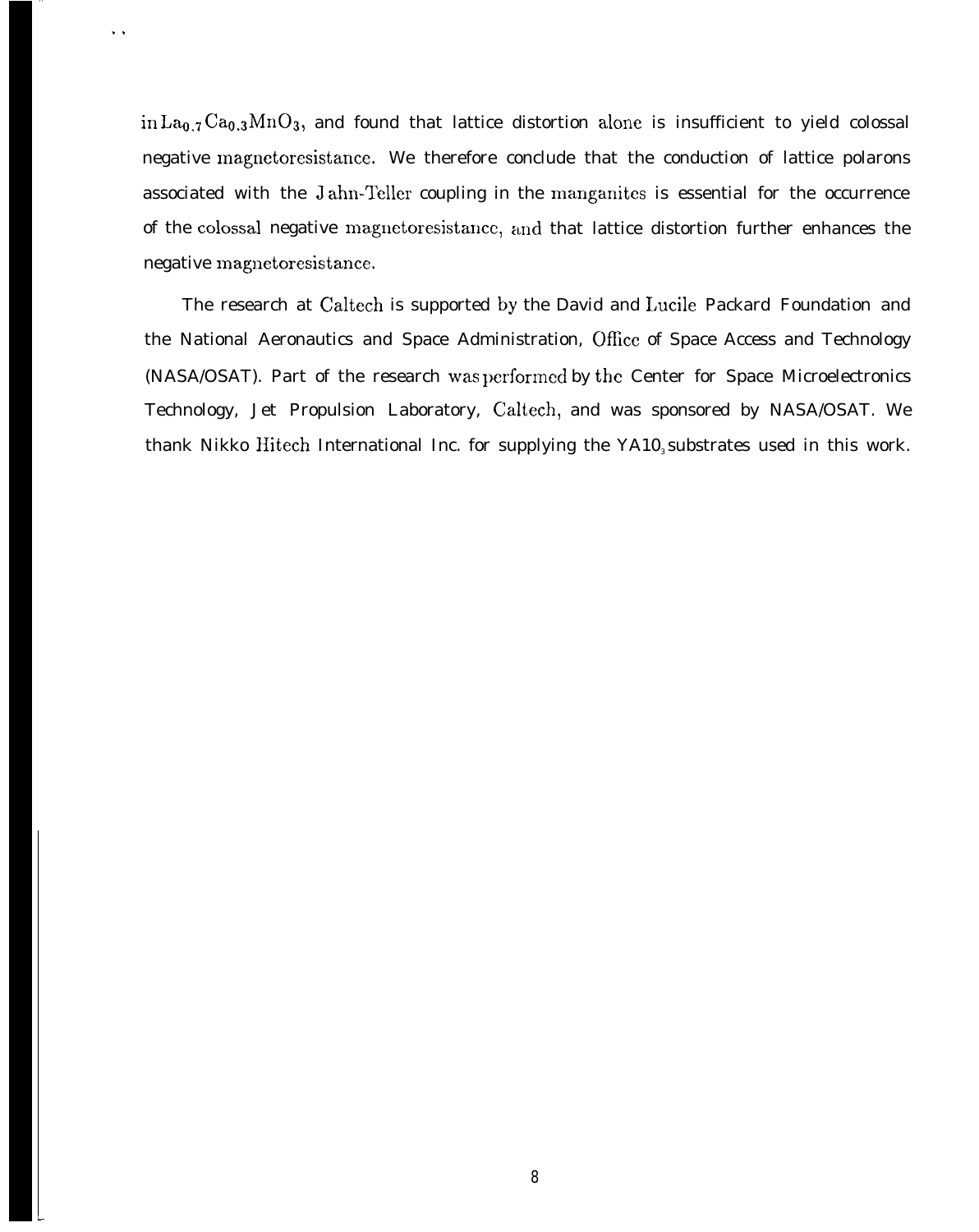in $La_{0.7}Ca_{0.3}MnO_3$, and found that lattice distortion alone is insufficient to yield colossal negative magnetoresistance. We therefore conclude that the conduction of lattice polarons associated with the Jahn-Teller coupling in the manganites is essential for the occurrence of the colossal negative magnetoresistance, and that lattice distortion further enhances the negative magnetoresistance.

The research at Caltech is supported by the David and Lucile Packard Foundation and the National Aeronautics and Space Administration, Office of Space Access and Technology (NASA/OSAT). Part of the research was performed by the Center for Space Microelectronics Technology, Jet Propulsion Laboratory, Caltech, and was sponsored by NASA/OSAT. We thank Nikko Hitech International Inc. for supplying the $YAlO_3$ substrates used in this work.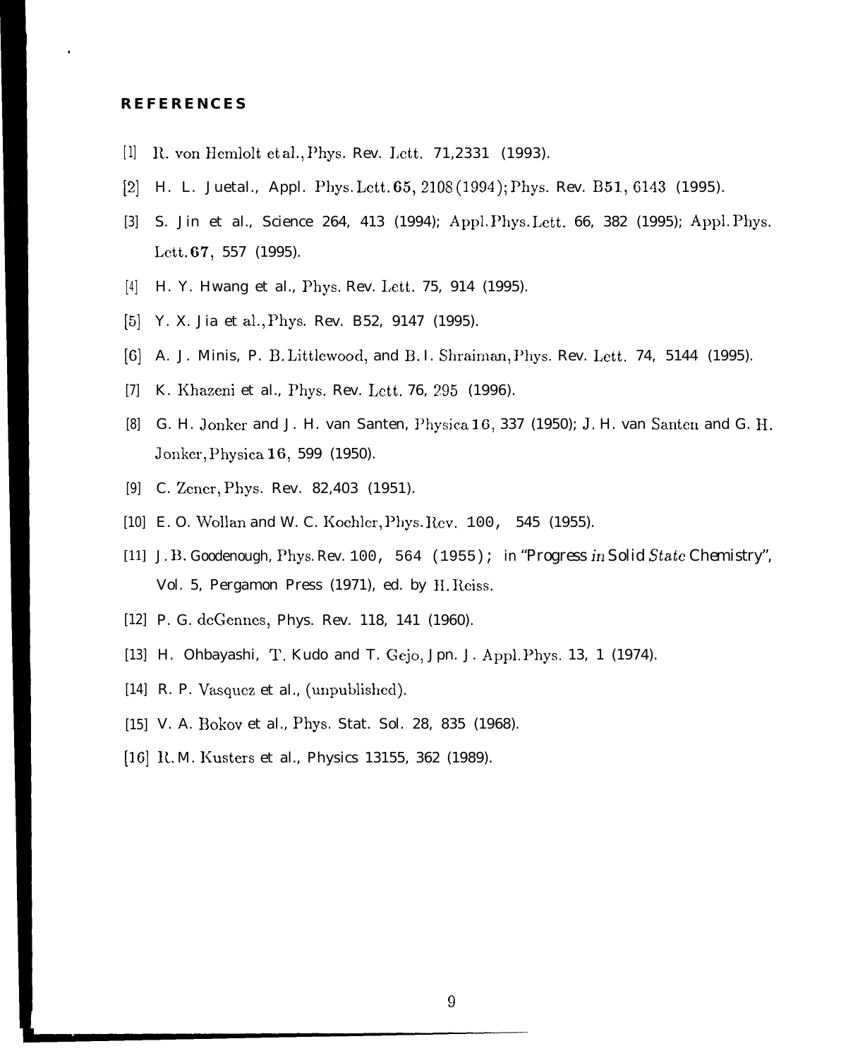## REFERENCES

[1] R. von Hemlolt et al., Phys. Rev. Lett. 71,2331 (1993).

[2] H. L. Ju et al., Appl. Phys. Lett. 65, 2108 (1994); Phys. Rev. B51, 6143 (1995).

[3] S. Jin et al., Science 264, 413 (1994); Appl. Phys. Lett. 66, 382 (1995); Appl. Phys. Lett. 67, 557 (1995).

[4] H. Y. Hwang et al., Phys. Rev. Lett. 75, 914 (1995).

[5] Y. X. Jia et al., Phys. Rev. B52, 9147 (1995).

[6] A. J. Minis, P. B. Littlewood, and B. I. Shraiman, Phys. Rev. Lett. 74, 5144 (1995).

[7] K. Khazeni et al., Phys. Rev. Lett. 76, 295 (1996).

[8] G. H. Jonker and J. H. van Santen, Physica 16, 337 (1950); J. H. van Santen and G. H. Jonker, Physica 16, 599 (1950).

[9] C. Zener, Phys. Rev. 82,403 (1951).

[10] E. O. Wollan and W. C. Koehler, Phys. Rev. 100, 545 (1955).

[11] J. B. Goodenough, Phys. Rev. 100, 564 (1955); in "Progress in Solid State Chemistry", Vol. 5, Pergamon Press (1971), ed. by H. Reiss.

[12] P. G. deGennes, Phys. Rev. 118, 141 (1960).

[13] H. Ohbayashi, T. Kudo and T. Gejo, Jpn. J. Appl. Phys. 13, 1 (1974).

[14] R. P. Vasquez et al., (unpublished).

[15] V. A. Bokov et al., Phys. Stat. Sol. 28, 835 (1968).

[16] R. M. Kusters et al., Physics 13155, 362 (1989).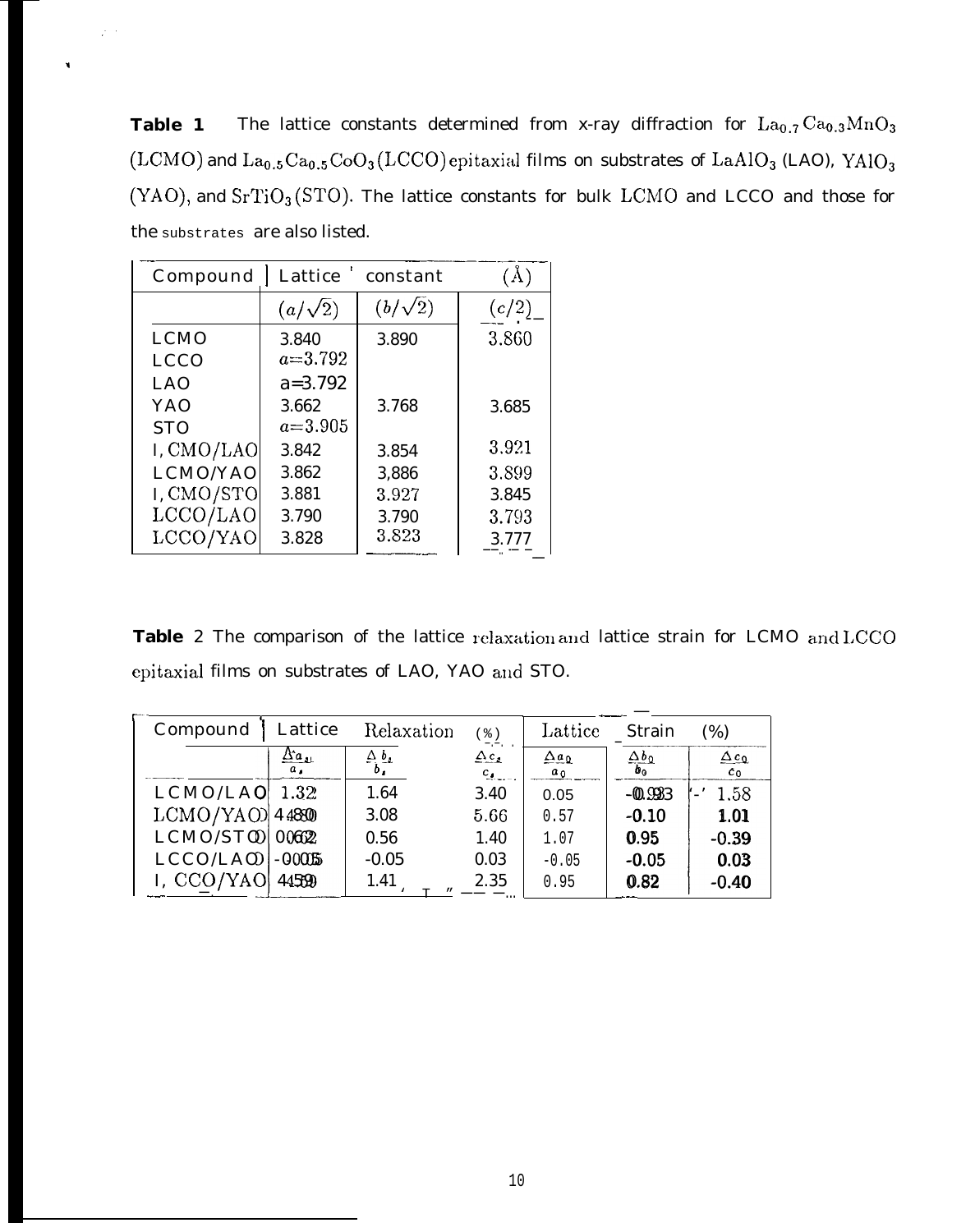**Table 1** The lattice constants determined from x-ray diffraction for $La_{0.7}Ca_{0.3}MnO_3$ (LCMO) and $La_{0.5}Ca_{0.5}CoO_3$ (LCCO) epitaxial films on substrates of $LaAlO_3$ (LAO), $YAlO_3$ (YAO), and $SrTiO_3$ (STO). The lattice constants for bulk LCMO and LCCO and those for the substrates are also listed.

| Compound | Lattice constant (Å) | | |
|---|---|---|---|
| | $(a/\sqrt{2})$ | $(b/\sqrt{2})$ | $(c/2)$ |
| LCMO | 3.840 | 3.890 | 3.860 |
| LCCO | $a$=3.792 | | |
| LAO | a=3.792 | | |
| YAO | 3.662 | 3.768 | 3.685 |
| STO | $a$=3.905 | | |
| LCMO/LAO | 3.842 | 3.854 | 3.921 |
| LCMO/YAO | 3.862 | 3.886 | 3.899 |
| LCMO/STO | 3.881 | 3.927 | 3.845 |
| LCCO/LAO | 3.790 | 3.790 | 3.793 |
| LCCO/YAO | 3.828 | 3.823 | 3.777 |

**Table** 2 The comparison of the lattice relaxation and lattice strain for LCMO and LCCO epitaxial films on substrates of LAO, YAO and STO.

| Compound | Lattice Relaxation (%) | | | Lattice Strain (%) | | |
|---|---|---|---|---|---|---|
| | $\frac{\Delta a_s}{a_s}$ | $\frac{\Delta b_s}{b_s}$ | $\frac{\Delta c_s}{c_s}$ | $\frac{\Delta a_0}{a_0}$ | $\frac{\Delta b_0}{b_0}$ | $\frac{\Delta c_0}{c_0}$ |
| LCMO/LAO | 1.32 | 1.64 | 3.40 | 0.05 | -0.93 | 1.58 |
| LCMO/YAO | 4.80 | 3.08 | 5.66 | 0.57 | -0.10 | 1.01 |
| LCMO/STO | 0.62 | 0.56 | 1.40 | 1.07 | 0.95 | -0.39 |
| LCCO/LAO | -0.05 | -0.05 | 0.03 | -0.05 | -0.05 | 0.03 |
| LCCO/YAO | 4.59 | 1.41 | 2.35 | 0.95 | 0.82 | -0.40 |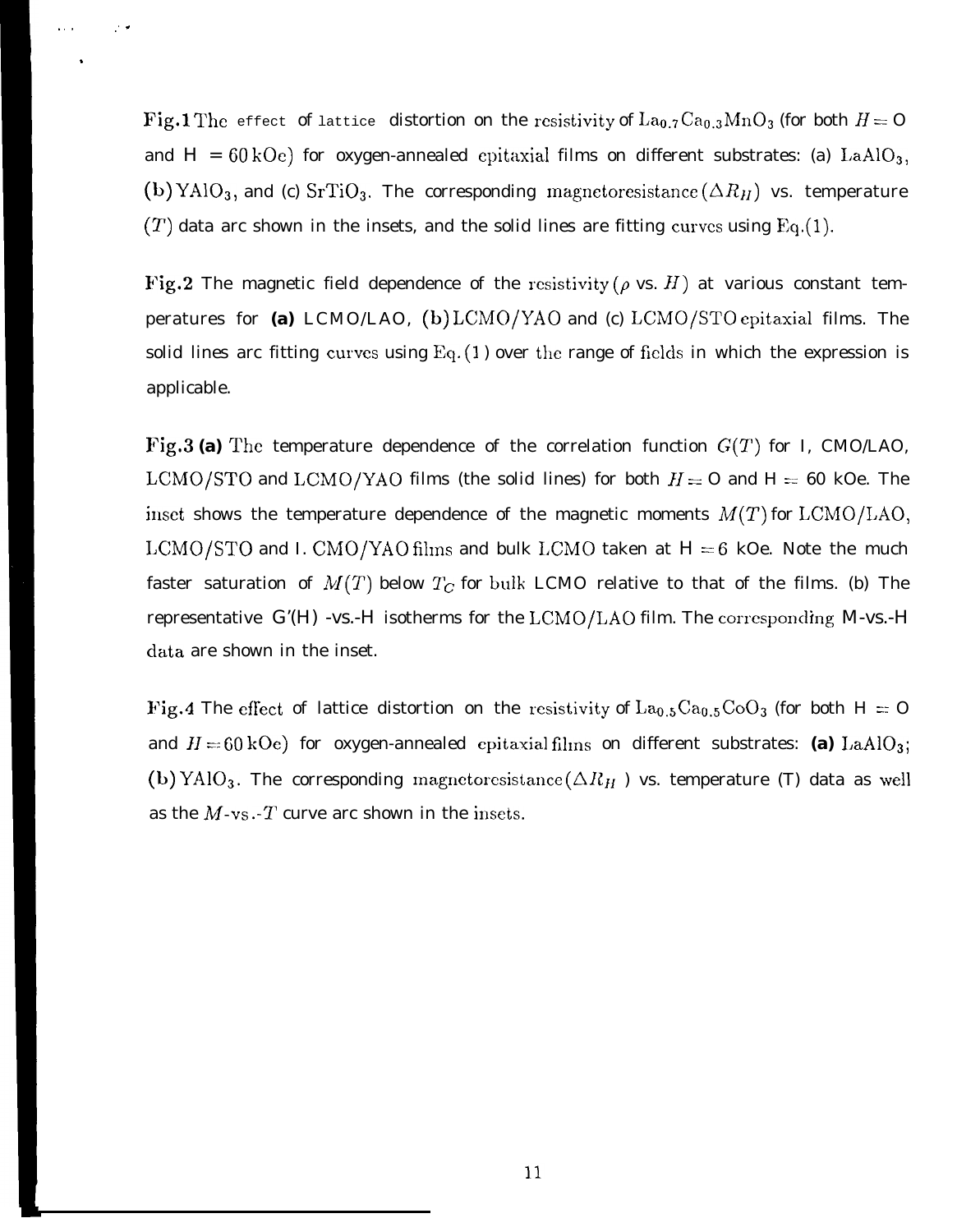**Fig.1** The effect of lattice distortion on the resistivity of $La_{0.7}Ca_{0.3}MnO_3$ (for both $H = 0$ and $H = 60\,kOe$) for oxygen-annealed epitaxial films on different substrates: (a) $LaAlO_3$, (b) $YAlO_3$, and (c) $SrTiO_3$. The corresponding magnetoresistance ($\Delta R_H$) vs. temperature ($T$) data are shown in the insets, and the solid lines are fitting curves using Eq.(1).

**Fig.2** The magnetic field dependence of the resistivity ($\rho$ vs. $H$) at various constant temperatures for **(a)** LCMO/LAO, (b) LCMO/YAO and (c) LCMO/STO epitaxial films. The solid lines are fitting curves using Eq. (1) over the range of fields in which the expression is applicable.

**Fig.3 (a)** The temperature dependence of the correlation function $G(T)$ for LCMO/LAO, LCMO/STO and LCMO/YAO films (the solid lines) for both $H = 0$ and $H = 60$ kOe. The inset shows the temperature dependence of the magnetic moments $M(T)$ for LCMO/LAO, LCMO/STO and LCMO/YAO films and bulk LCMO taken at $H = 6$ kOe. Note the much faster saturation of $M(T)$ below $T_C$ for bulk LCMO relative to that of the films. (b) The representative G'(H) -vs.-H isotherms for the LCMO/LAO film. The corresponding M-vs.-H data are shown in the inset.

**Fig.4** The effect of lattice distortion on the resistivity of $La_{0.5}Ca_{0.5}CoO_3$ (for both $H = 0$ and $H = 60\,kOe$) for oxygen-annealed epitaxial films on different substrates: **(a)** $LaAlO_3$; (b) $YAlO_3$. The corresponding magnetoresistance ($\Delta R_H$) vs. temperature (T) data as well as the $M$-vs.-$T$ curve are shown in the insets.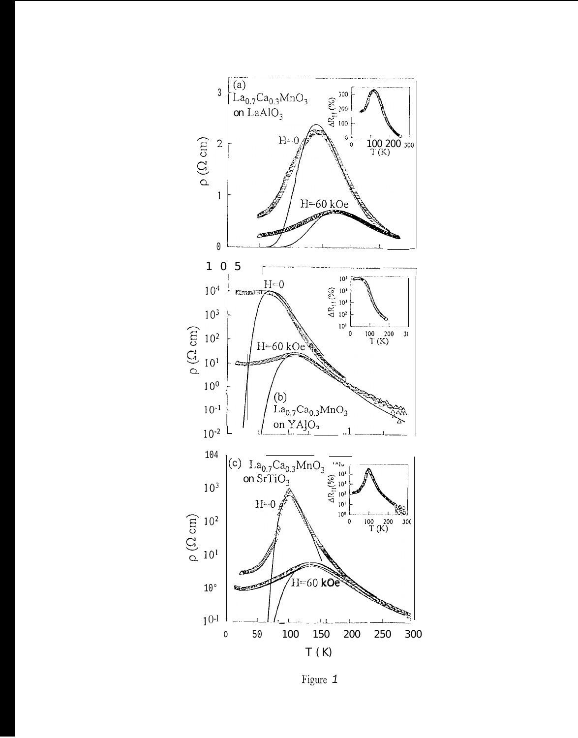Figure 1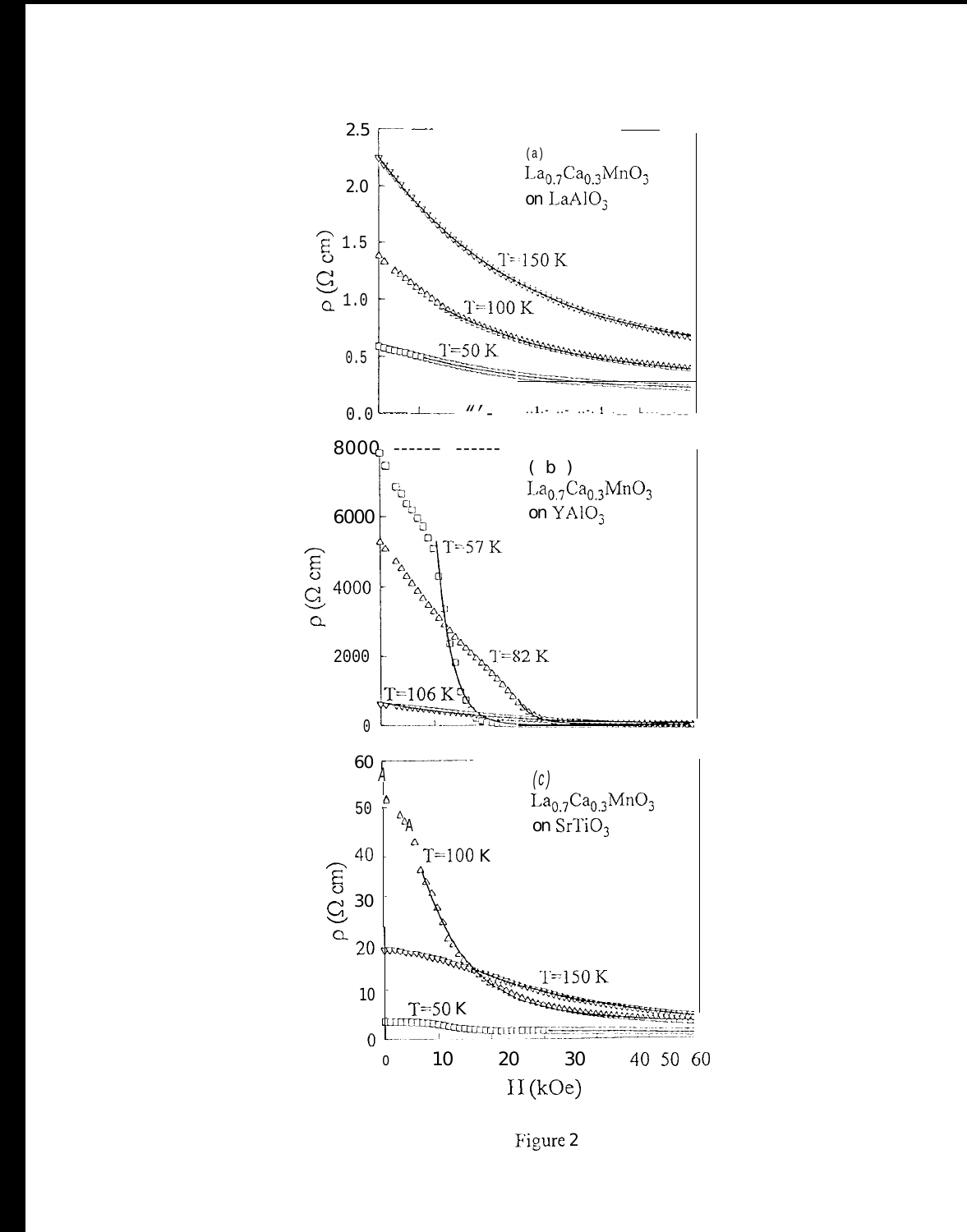Figure 2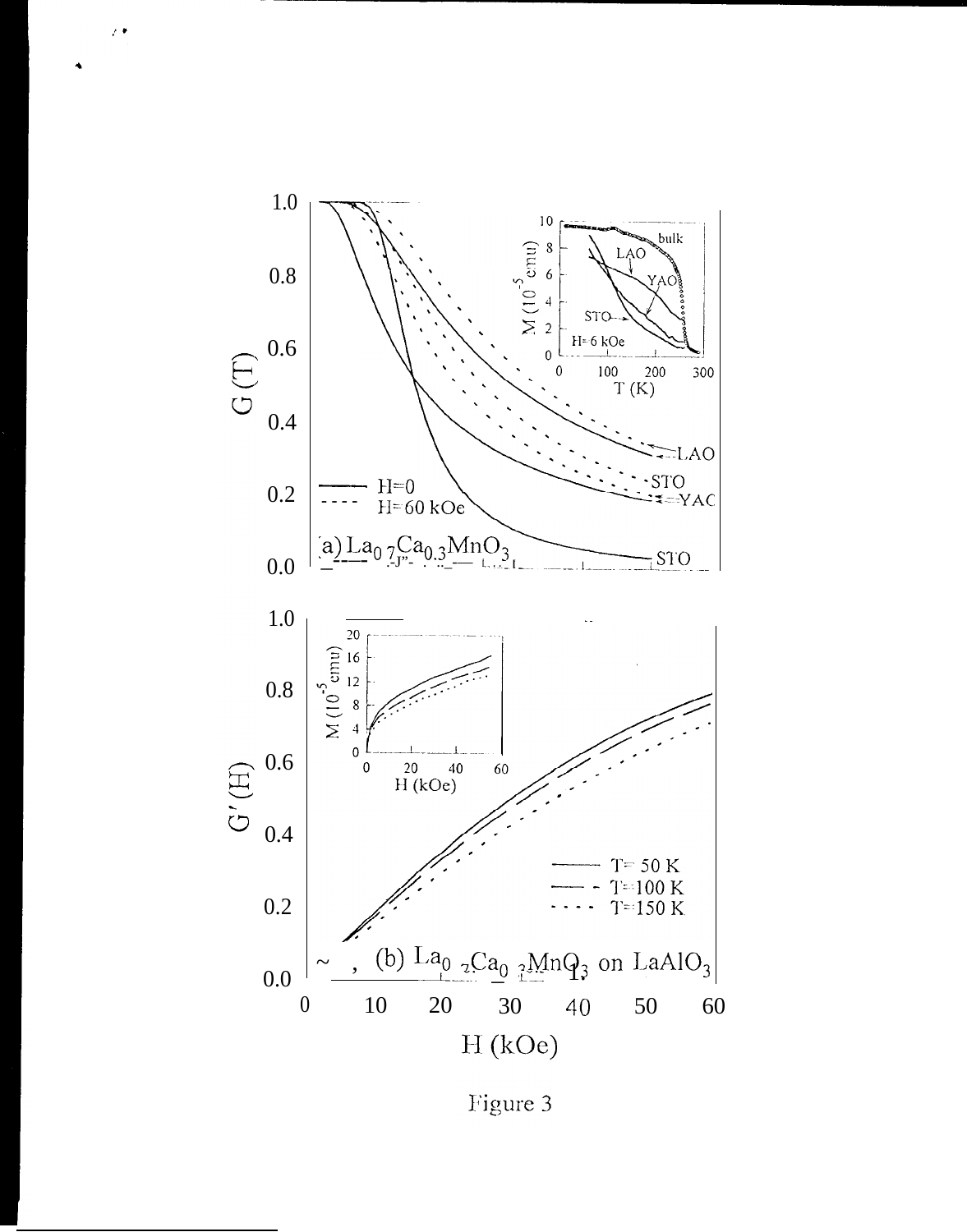Figure 3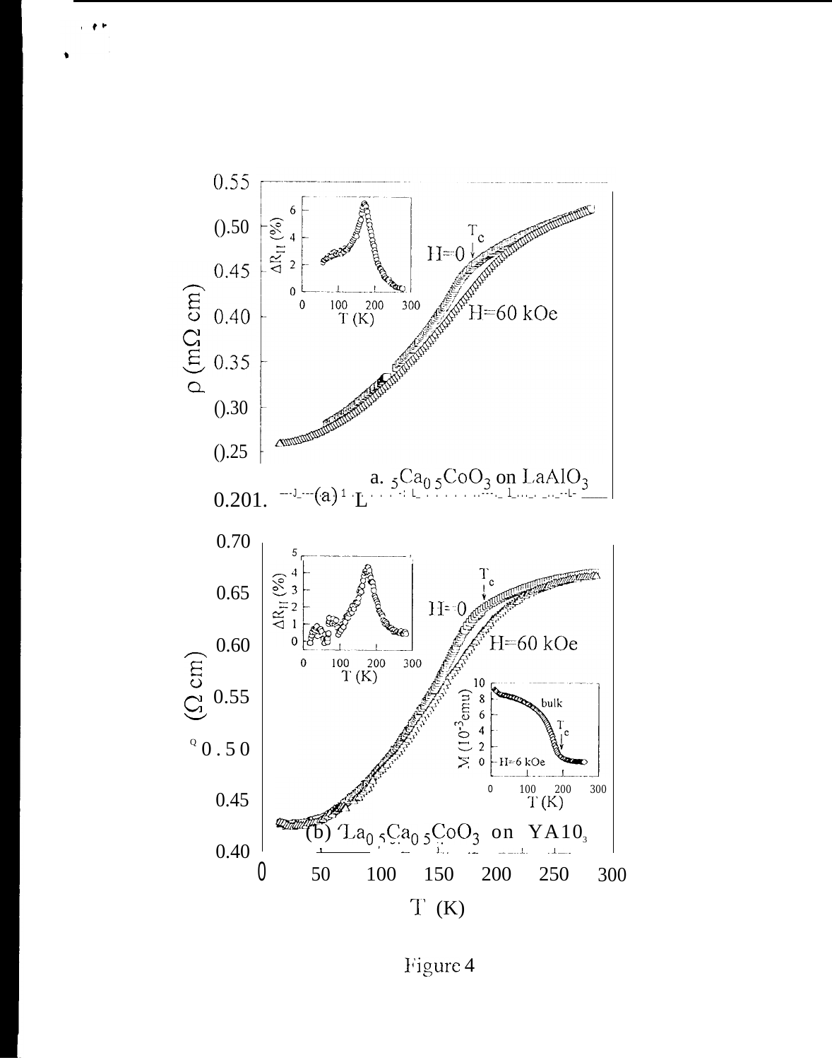0.55

0.50

0.45

ρ (mΩ cm)

0.40

0.35

0.30

0.25

0.20

$\Delta R_H$ (%)

6

4

2

0

0

100

200

300

T (K)

$T_c$

H=0

H=60 kOe

(a) $La_{0.5}Ca_{0.5}CoO_3$ on $LaAlO_3$

0.70

0.65

0.60

(Ω cm)

0.55

0.50

0.45

0.40

$\Delta R_H$ (%)

5

4

3

2

1

0

0

100

200

300

T (K)

$T_c$

H=0

H=60 kOe

M ($10^{-3}$emu)

10

8

6

4

2

0

bulk

$T_c$

H=6 kOe

0

100

200

300

T (K)

(b) $La_{0.5}Ca_{0.5}CoO_3$ on $YAlO_3$

0

50

100

150

200

250

300

T (K)

Figure 4